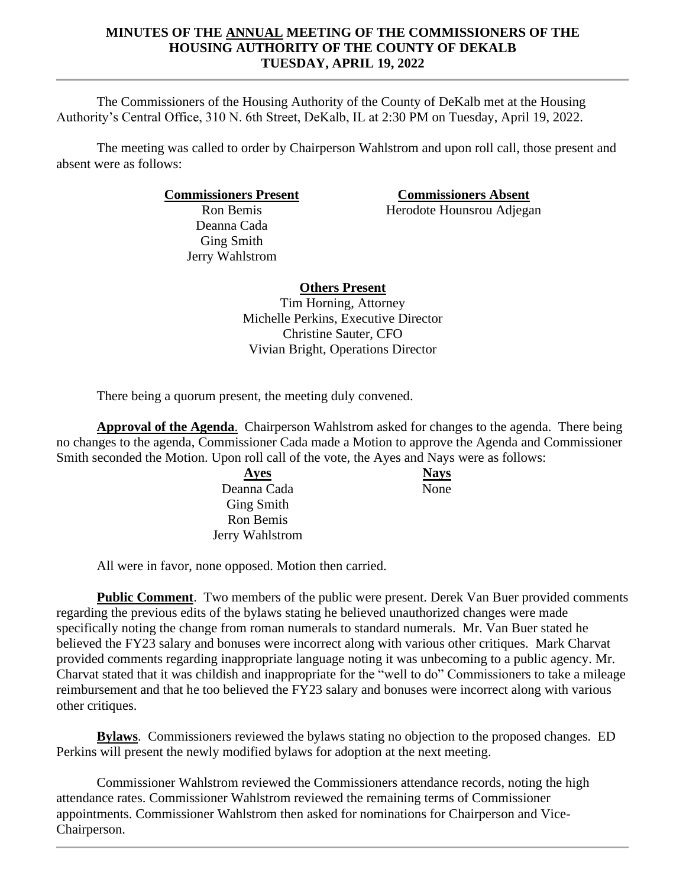**MINUTES OF THE ANNUAL MEETING OF THE COMMISSIONERS OF THE HOUSING AUTHORITY OF THE COUNTY OF DEKALB**
**TUESDAY, APRIL 19, 2022**

---

The Commissioners of the Housing Authority of the County of DeKalb met at the Housing Authority's Central Office, 310 N. 6th Street, DeKalb, IL at 2:30 PM on Tuesday, April 19, 2022.

The meeting was called to order by Chairperson Wahlstrom and upon roll call, those present and absent were as follows:

| Commissioners Present | Commissioners Absent |
|---|---|
| Ron Bemis | Herodote Hounsrou Adjegan |
| Deanna Cada | |
| Ging Smith | |
| Jerry Wahlstrom | |

**Others Present**
Tim Horning, Attorney
Michelle Perkins, Executive Director
Christine Sauter, CFO
Vivian Bright, Operations Director

There being a quorum present, the meeting duly convened.

**Approval of the Agenda**. Chairperson Wahlstrom asked for changes to the agenda. There being no changes to the agenda, Commissioner Cada made a Motion to approve the Agenda and Commissioner Smith seconded the Motion. Upon roll call of the vote, the Ayes and Nays were as follows:

| Ayes | Nays |
|---|---|
| Deanna Cada | None |
| Ging Smith | |
| Ron Bemis | |
| Jerry Wahlstrom | |

All were in favor, none opposed. Motion then carried.

**Public Comment**. Two members of the public were present. Derek Van Buer provided comments regarding the previous edits of the bylaws stating he believed unauthorized changes were made specifically noting the change from roman numerals to standard numerals. Mr. Van Buer stated he believed the FY23 salary and bonuses were incorrect along with various other critiques. Mark Charvat provided comments regarding inappropriate language noting it was unbecoming to a public agency. Mr. Charvat stated that it was childish and inappropriate for the "well to do" Commissioners to take a mileage reimbursement and that he too believed the FY23 salary and bonuses were incorrect along with various other critiques.

**Bylaws**. Commissioners reviewed the bylaws stating no objection to the proposed changes. ED Perkins will present the newly modified bylaws for adoption at the next meeting.

Commissioner Wahlstrom reviewed the Commissioners attendance records, noting the high attendance rates. Commissioner Wahlstrom reviewed the remaining terms of Commissioner appointments. Commissioner Wahlstrom then asked for nominations for Chairperson and Vice-Chairperson.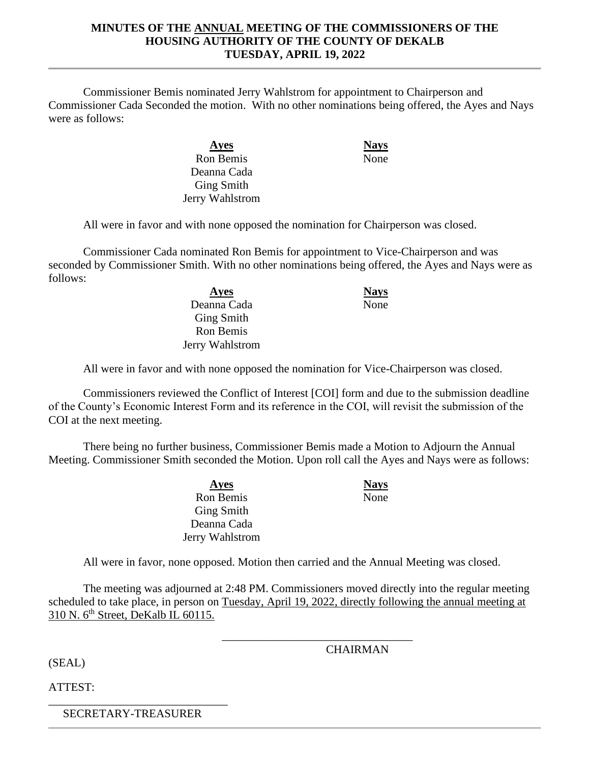**MINUTES OF THE ANNUAL MEETING OF THE COMMISSIONERS OF THE HOUSING AUTHORITY OF THE COUNTY OF DEKALB TUESDAY, APRIL 19, 2022**

Commissioner Bemis nominated Jerry Wahlstrom for appointment to Chairperson and Commissioner Cada Seconded the motion. With no other nominations being offered, the Ayes and Nays were as follows:

| Ayes | Nays |
|---|---|
| Ron Bemis | None |
| Deanna Cada | |
| Ging Smith | |
| Jerry Wahlstrom | |

All were in favor and with none opposed the nomination for Chairperson was closed.

Commissioner Cada nominated Ron Bemis for appointment to Vice-Chairperson and was seconded by Commissioner Smith. With no other nominations being offered, the Ayes and Nays were as follows:

| Ayes | Nays |
|---|---|
| Deanna Cada | None |
| Ging Smith | |
| Ron Bemis | |
| Jerry Wahlstrom | |

All were in favor and with none opposed the nomination for Vice-Chairperson was closed.

Commissioners reviewed the Conflict of Interest [COI] form and due to the submission deadline of the County's Economic Interest Form and its reference in the COI, will revisit the submission of the COI at the next meeting.

There being no further business, Commissioner Bemis made a Motion to Adjourn the Annual Meeting. Commissioner Smith seconded the Motion. Upon roll call the Ayes and Nays were as follows:

| Ayes | Nays |
|---|---|
| Ron Bemis | None |
| Ging Smith | |
| Deanna Cada | |
| Jerry Wahlstrom | |

All were in favor, none opposed. Motion then carried and the Annual Meeting was closed.

The meeting was adjourned at 2:48 PM. Commissioners moved directly into the regular meeting scheduled to take place, in person on Tuesday, April 19, 2022, directly following the annual meeting at 310 N. 6th Street, DeKalb IL 60115.

\_\_\_\_\_\_\_\_\_\_\_\_\_\_\_\_\_\_\_\_\_\_\_\_\_\_\_\_\_\_\_\_

CHAIRMAN

(SEAL)

ATTEST:

\_\_\_\_\_\_\_\_\_\_\_\_\_\_\_\_\_\_\_\_\_\_\_\_\_\_\_\_\_\_\_\_

SECRETARY-TREASURER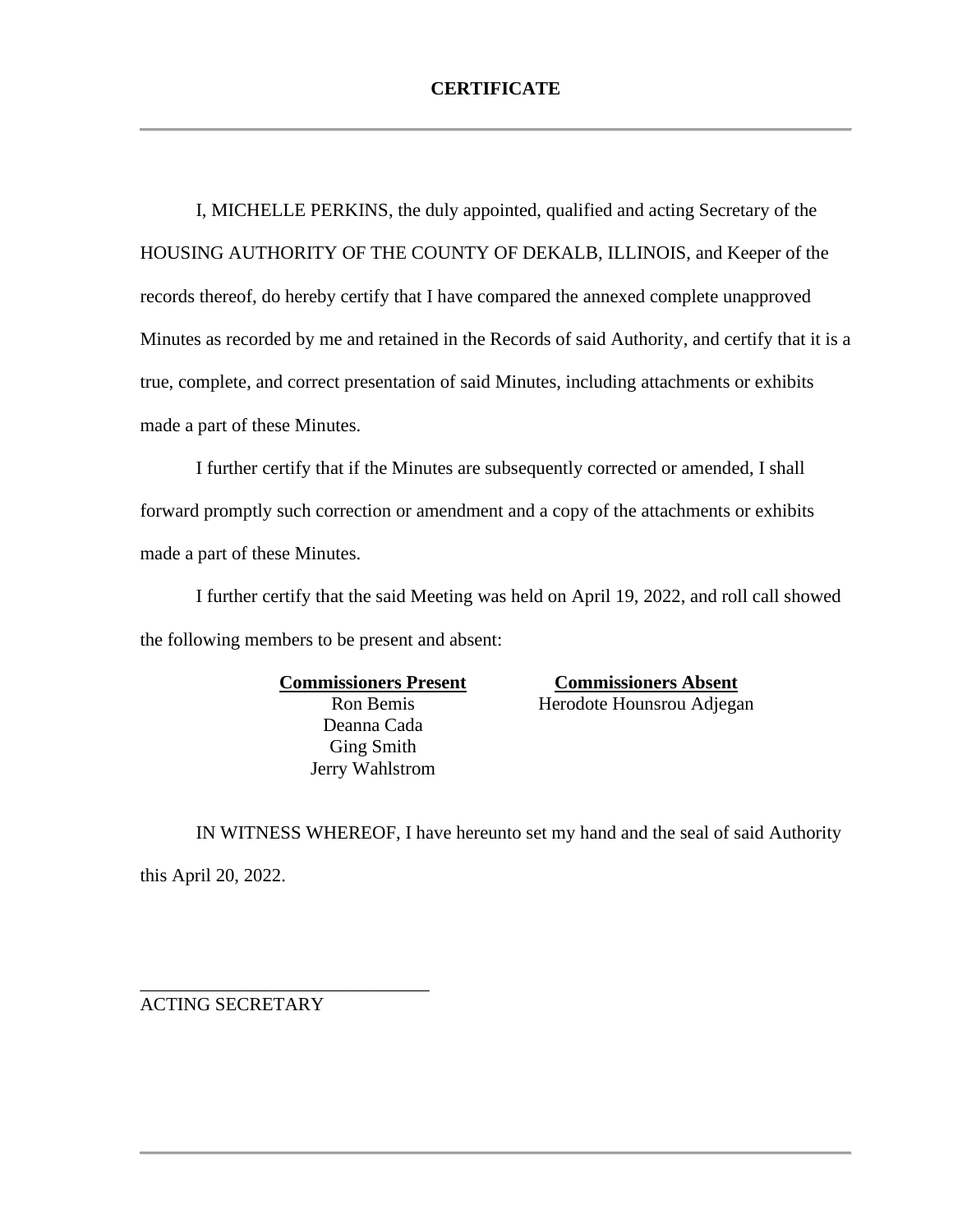# CERTIFICATE

I, MICHELLE PERKINS, the duly appointed, qualified and acting Secretary of the HOUSING AUTHORITY OF THE COUNTY OF DEKALB, ILLINOIS, and Keeper of the records thereof, do hereby certify that I have compared the annexed complete unapproved Minutes as recorded by me and retained in the Records of said Authority, and certify that it is a true, complete, and correct presentation of said Minutes, including attachments or exhibits made a part of these Minutes.

I further certify that if the Minutes are subsequently corrected or amended, I shall forward promptly such correction or amendment and a copy of the attachments or exhibits made a part of these Minutes.

I further certify that the said Meeting was held on April 19, 2022, and roll call showed the following members to be present and absent:

| **Commissioners Present** | **Commissioners Absent** |
|---|---|
| Ron Bemis | Herodote Hounsrou Adjegan |
| Deanna Cada | |
| Ging Smith | |
| Jerry Wahlstrom | |

IN WITNESS WHEREOF, I have hereunto set my hand and the seal of said Authority this April 20, 2022.

______________________________

ACTING SECRETARY